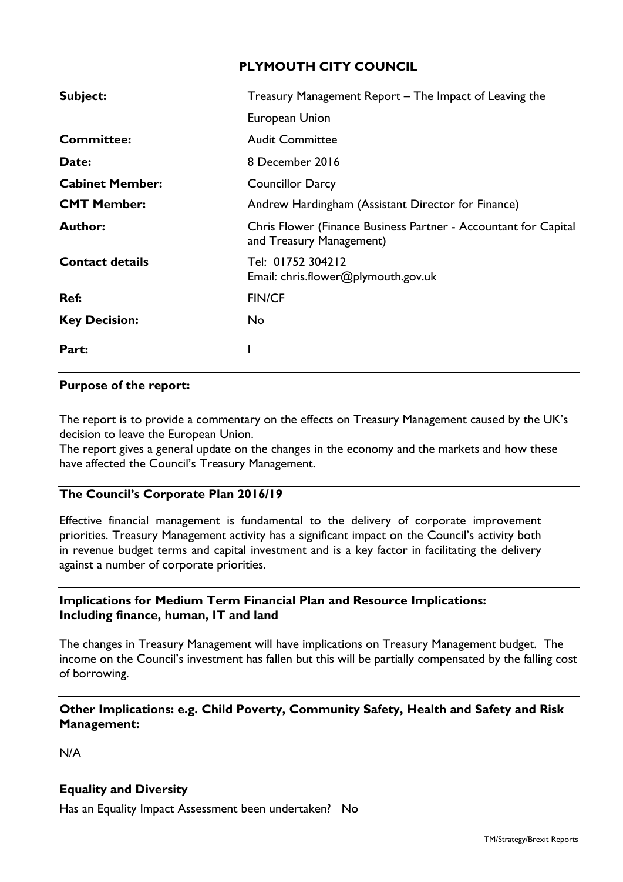# PLYMOUTH CITY COUNCIL

| | |
|---|---|
| **Subject:** | Treasury Management Report – The Impact of Leaving the European Union |
| **Committee:** | Audit Committee |
| **Date:** | 8 December 2016 |
| **Cabinet Member:** | Councillor Darcy |
| **CMT Member:** | Andrew Hardingham (Assistant Director for Finance) |
| **Author:** | Chris Flower (Finance Business Partner - Accountant for Capital and Treasury Management) |
| **Contact details** | Tel: 01752 304212<br>Email: chris.flower@plymouth.gov.uk |
| **Ref:** | FIN/CF |
| **Key Decision:** | No |
| **Part:** | I |

## Purpose of the report:

The report is to provide a commentary on the effects on Treasury Management caused by the UK's decision to leave the European Union.
The report gives a general update on the changes in the economy and the markets and how these have affected the Council's Treasury Management.

## The Council's Corporate Plan 2016/19

Effective financial management is fundamental to the delivery of corporate improvement priorities. Treasury Management activity has a significant impact on the Council's activity both in revenue budget terms and capital investment and is a key factor in facilitating the delivery against a number of corporate priorities.

## Implications for Medium Term Financial Plan and Resource Implications: Including finance, human, IT and land

The changes in Treasury Management will have implications on Treasury Management budget. The income on the Council's investment has fallen but this will be partially compensated by the falling cost of borrowing.

## Other Implications: e.g. Child Poverty, Community Safety, Health and Safety and Risk Management:

N/A

## Equality and Diversity

Has an Equality Impact Assessment been undertaken? No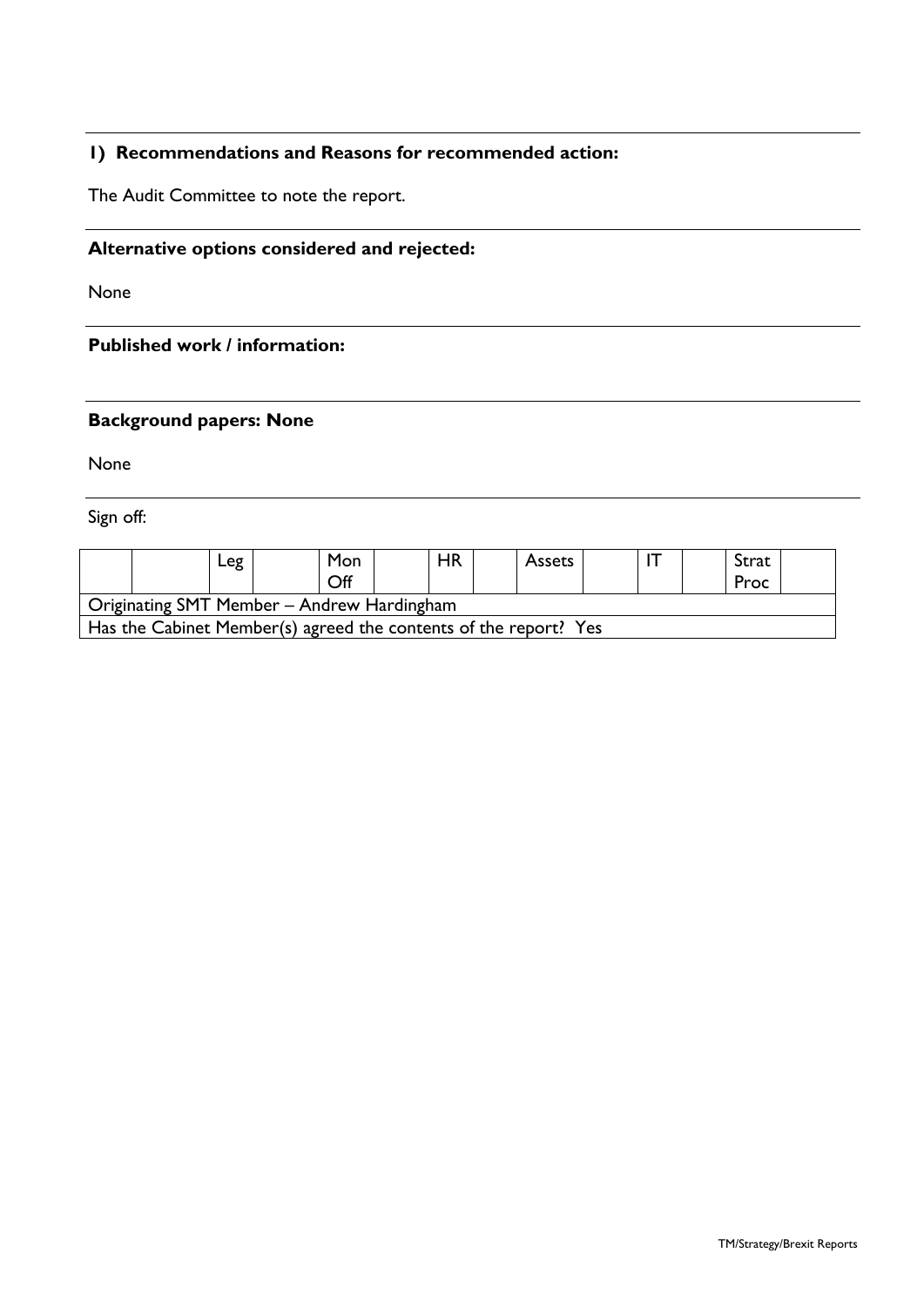**1) Recommendations and Reasons for recommended action:**

The Audit Committee to note the report.

**Alternative options considered and rejected:**

None

**Published work / information:**

**Background papers: None**

None

Sign off:

| | | Leg | | Mon Off | | HR | | Assets | | IT | | Strat Proc | |
|---|---|---|---|---|---|---|---|---|---|---|---|---|---|
| Originating SMT Member – Andrew Hardingham | | | | | | | | | | | | | |
| Has the Cabinet Member(s) agreed the contents of the report? Yes | | | | | | | | | | | | | |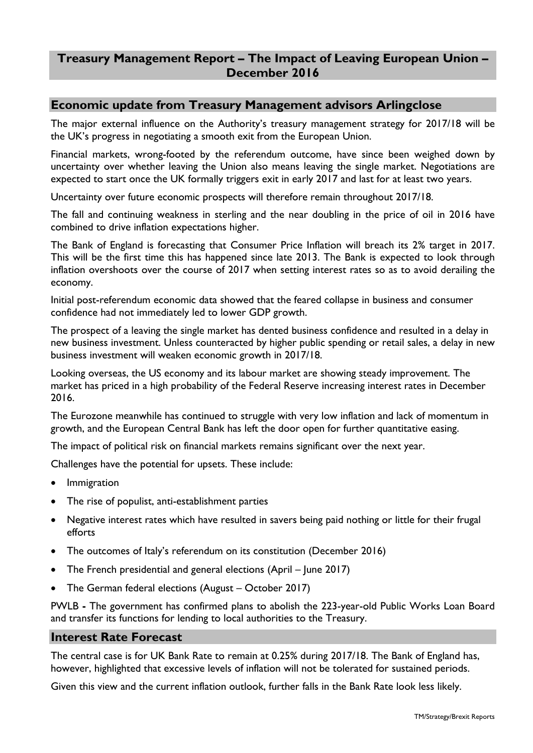# Treasury Management Report – The Impact of Leaving European Union – December 2016

## Economic update from Treasury Management advisors Arlingclose

The major external influence on the Authority's treasury management strategy for 2017/18 will be the UK's progress in negotiating a smooth exit from the European Union.

Financial markets, wrong-footed by the referendum outcome, have since been weighed down by uncertainty over whether leaving the Union also means leaving the single market. Negotiations are expected to start once the UK formally triggers exit in early 2017 and last for at least two years.

Uncertainty over future economic prospects will therefore remain throughout 2017/18.

The fall and continuing weakness in sterling and the near doubling in the price of oil in 2016 have combined to drive inflation expectations higher.

The Bank of England is forecasting that Consumer Price Inflation will breach its 2% target in 2017. This will be the first time this has happened since late 2013. The Bank is expected to look through inflation overshoots over the course of 2017 when setting interest rates so as to avoid derailing the economy.

Initial post-referendum economic data showed that the feared collapse in business and consumer confidence had not immediately led to lower GDP growth.

The prospect of a leaving the single market has dented business confidence and resulted in a delay in new business investment. Unless counteracted by higher public spending or retail sales, a delay in new business investment will weaken economic growth in 2017/18.

Looking overseas, the US economy and its labour market are showing steady improvement. The market has priced in a high probability of the Federal Reserve increasing interest rates in December 2016.

The Eurozone meanwhile has continued to struggle with very low inflation and lack of momentum in growth, and the European Central Bank has left the door open for further quantitative easing.

The impact of political risk on financial markets remains significant over the next year.

Challenges have the potential for upsets. These include:

- Immigration
- The rise of populist, anti-establishment parties
- Negative interest rates which have resulted in savers being paid nothing or little for their frugal efforts
- The outcomes of Italy's referendum on its constitution (December 2016)
- The French presidential and general elections (April – June 2017)
- The German federal elections (August – October 2017)

PWLB **-** The government has confirmed plans to abolish the 223-year-old Public Works Loan Board and transfer its functions for lending to local authorities to the Treasury.

## Interest Rate Forecast

The central case is for UK Bank Rate to remain at 0.25% during 2017/18. The Bank of England has, however, highlighted that excessive levels of inflation will not be tolerated for sustained periods.

Given this view and the current inflation outlook, further falls in the Bank Rate look less likely.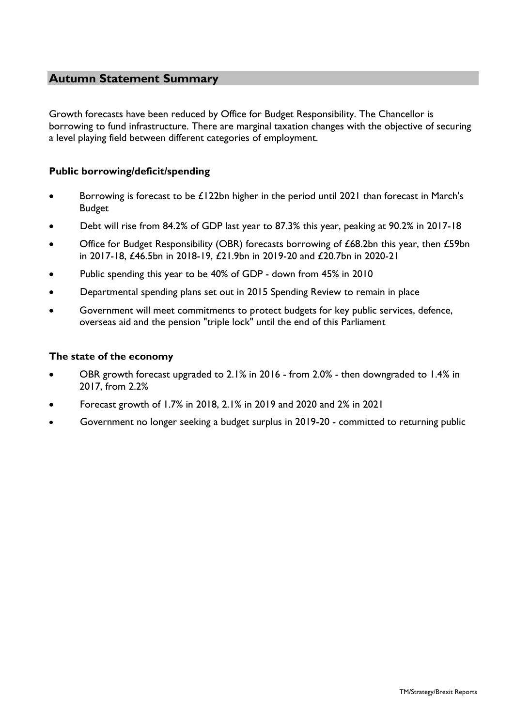## Autumn Statement Summary

Growth forecasts have been reduced by Office for Budget Responsibility. The Chancellor is borrowing to fund infrastructure. There are marginal taxation changes with the objective of securing a level playing field between different categories of employment.

### Public borrowing/deficit/spending

- Borrowing is forecast to be £122bn higher in the period until 2021 than forecast in March's Budget
- Debt will rise from 84.2% of GDP last year to 87.3% this year, peaking at 90.2% in 2017-18
- Office for Budget Responsibility (OBR) forecasts borrowing of £68.2bn this year, then £59bn in 2017-18, £46.5bn in 2018-19, £21.9bn in 2019-20 and £20.7bn in 2020-21
- Public spending this year to be 40% of GDP - down from 45% in 2010
- Departmental spending plans set out in 2015 Spending Review to remain in place
- Government will meet commitments to protect budgets for key public services, defence, overseas aid and the pension "triple lock" until the end of this Parliament

### The state of the economy

- OBR growth forecast upgraded to 2.1% in 2016 - from 2.0% - then downgraded to 1.4% in 2017, from 2.2%
- Forecast growth of 1.7% in 2018, 2.1% in 2019 and 2020 and 2% in 2021
- Government no longer seeking a budget surplus in 2019-20 - committed to returning public